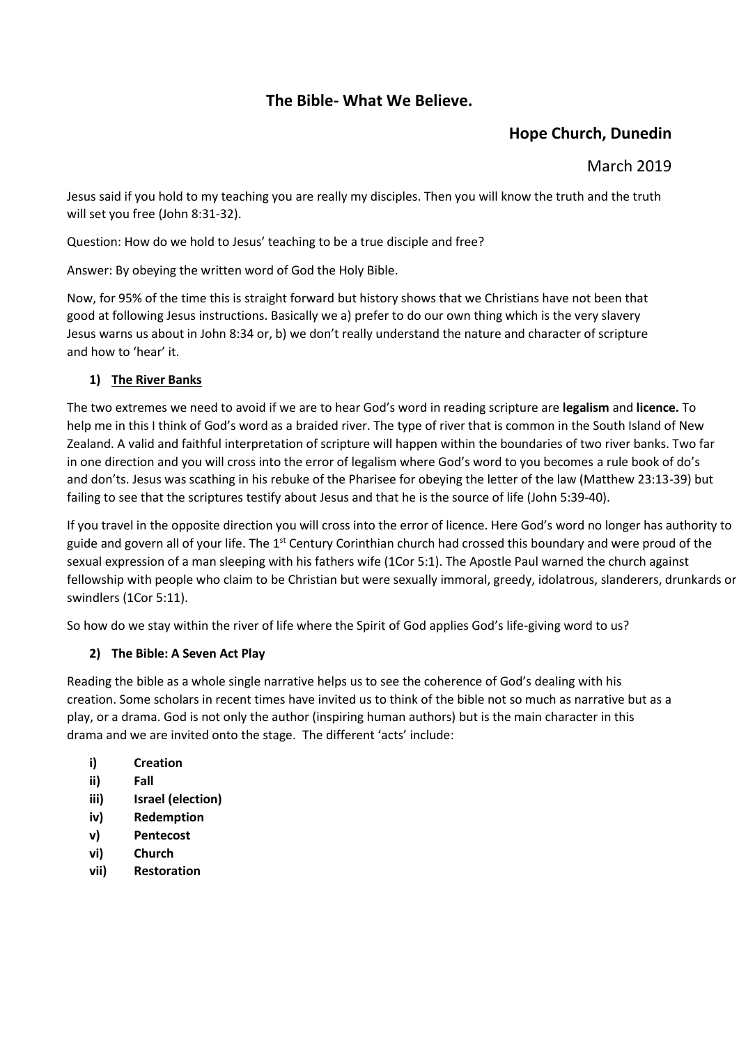# The Bible- What We Believe.

## Hope Church, Dunedin

March 2019

Jesus said if you hold to my teaching you are really my disciples. Then you will know the truth and the truth will set you free (John 8:31-32).

Question: How do we hold to Jesus' teaching to be a true disciple and free?

Answer: By obeying the written word of God the Holy Bible.

Now, for 95% of the time this is straight forward but history shows that we Christians have not been that good at following Jesus instructions. Basically we a) prefer to do our own thing which is the very slavery Jesus warns us about in John 8:34 or, b) we don't really understand the nature and character of scripture and how to 'hear' it.

### 1) <u>The River Banks</u>

The two extremes we need to avoid if we are to hear God's word in reading scripture are **legalism** and **licence.** To help me in this I think of God's word as a braided river. The type of river that is common in the South Island of New Zealand. A valid and faithful interpretation of scripture will happen within the boundaries of two river banks. Two far in one direction and you will cross into the error of legalism where God's word to you becomes a rule book of do's and don'ts. Jesus was scathing in his rebuke of the Pharisee for obeying the letter of the law (Matthew 23:13-39) but failing to see that the scriptures testify about Jesus and that he is the source of life (John 5:39-40).

If you travel in the opposite direction you will cross into the error of licence. Here God's word no longer has authority to guide and govern all of your life. The 1st Century Corinthian church had crossed this boundary and were proud of the sexual expression of a man sleeping with his fathers wife (1Cor 5:1). The Apostle Paul warned the church against fellowship with people who claim to be Christian but were sexually immoral, greedy, idolatrous, slanderers, drunkards or swindlers (1Cor 5:11).

So how do we stay within the river of life where the Spirit of God applies God's life-giving word to us?

### 2) The Bible: A Seven Act Play

Reading the bible as a whole single narrative helps us to see the coherence of God's dealing with his creation. Some scholars in recent times have invited us to think of the bible not so much as narrative but as a play, or a drama. God is not only the author (inspiring human authors) but is the main character in this drama and we are invited onto the stage. The different 'acts' include:

- **i) Creation**
- **ii) Fall**
- **iii) Israel (election)**
- **iv) Redemption**
- **v) Pentecost**
- **vi) Church**
- **vii) Restoration**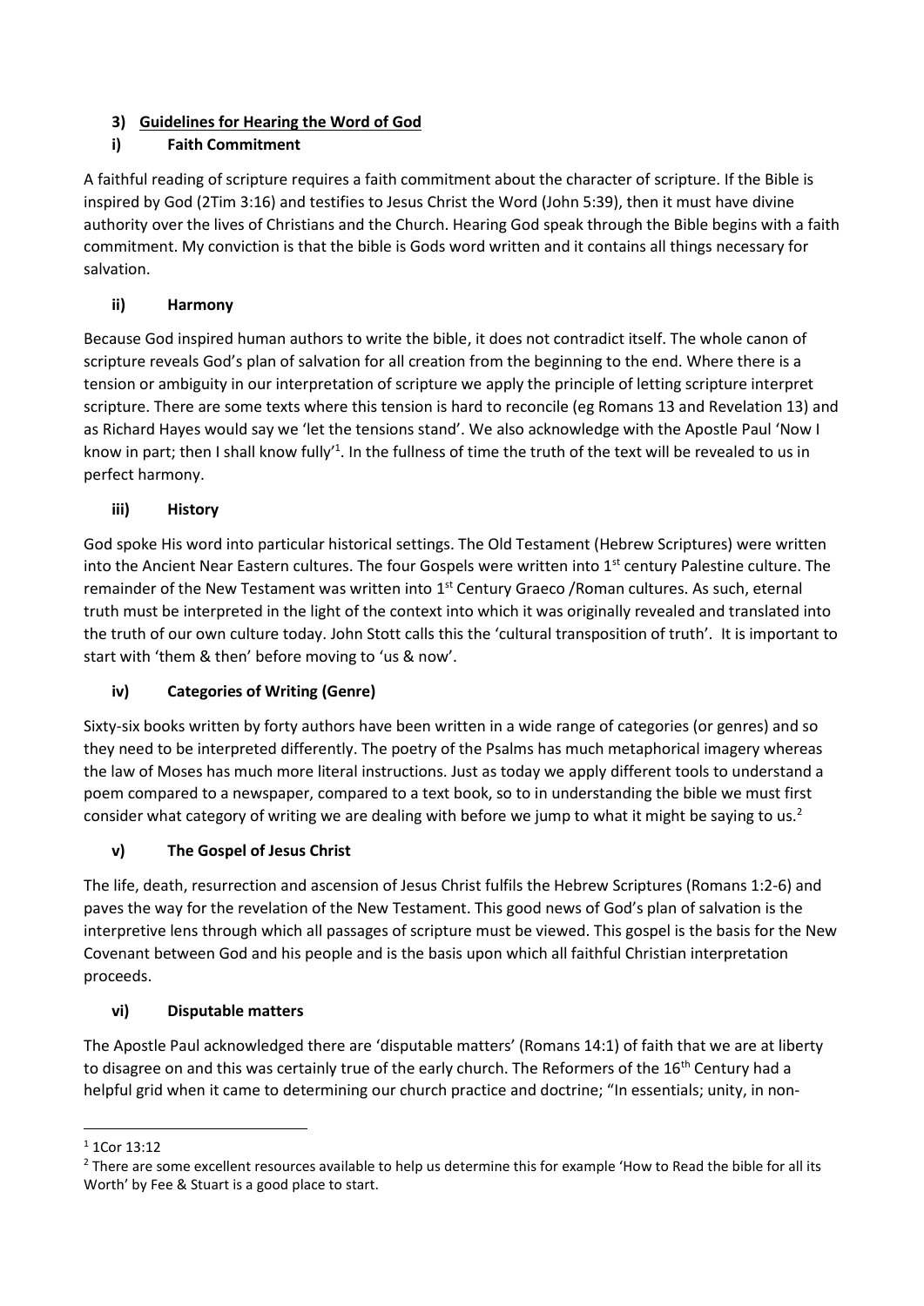## 3) Guidelines for Hearing the Word of God

### i) Faith Commitment

A faithful reading of scripture requires a faith commitment about the character of scripture. If the Bible is inspired by God (2Tim 3:16) and testifies to Jesus Christ the Word (John 5:39), then it must have divine authority over the lives of Christians and the Church. Hearing God speak through the Bible begins with a faith commitment. My conviction is that the bible is Gods word written and it contains all things necessary for salvation.

### ii) Harmony

Because God inspired human authors to write the bible, it does not contradict itself. The whole canon of scripture reveals God's plan of salvation for all creation from the beginning to the end. Where there is a tension or ambiguity in our interpretation of scripture we apply the principle of letting scripture interpret scripture. There are some texts where this tension is hard to reconcile (eg Romans 13 and Revelation 13) and as Richard Hayes would say we 'let the tensions stand'. We also acknowledge with the Apostle Paul 'Now I know in part; then I shall know fully'[1]. In the fullness of time the truth of the text will be revealed to us in perfect harmony.

### iii) History

God spoke His word into particular historical settings. The Old Testament (Hebrew Scriptures) were written into the Ancient Near Eastern cultures. The four Gospels were written into 1st century Palestine culture. The remainder of the New Testament was written into 1st Century Graeco /Roman cultures. As such, eternal truth must be interpreted in the light of the context into which it was originally revealed and translated into the truth of our own culture today. John Stott calls this the 'cultural transposition of truth'. It is important to start with 'them & then' before moving to 'us & now'.

### iv) Categories of Writing (Genre)

Sixty-six books written by forty authors have been written in a wide range of categories (or genres) and so they need to be interpreted differently. The poetry of the Psalms has much metaphorical imagery whereas the law of Moses has much more literal instructions. Just as today we apply different tools to understand a poem compared to a newspaper, compared to a text book, so to in understanding the bible we must first consider what category of writing we are dealing with before we jump to what it might be saying to us.[2]

### v) The Gospel of Jesus Christ

The life, death, resurrection and ascension of Jesus Christ fulfils the Hebrew Scriptures (Romans 1:2-6) and paves the way for the revelation of the New Testament. This good news of God's plan of salvation is the interpretive lens through which all passages of scripture must be viewed. This gospel is the basis for the New Covenant between God and his people and is the basis upon which all faithful Christian interpretation proceeds.

### vi) Disputable matters

The Apostle Paul acknowledged there are 'disputable matters' (Romans 14:1) of faith that we are at liberty to disagree on and this was certainly true of the early church. The Reformers of the 16th Century had a helpful grid when it came to determining our church practice and doctrine; "In essentials; unity, in non-

---

[1] 1Cor 13:12

[2] There are some excellent resources available to help us determine this for example 'How to Read the bible for all its Worth' by Fee & Stuart is a good place to start.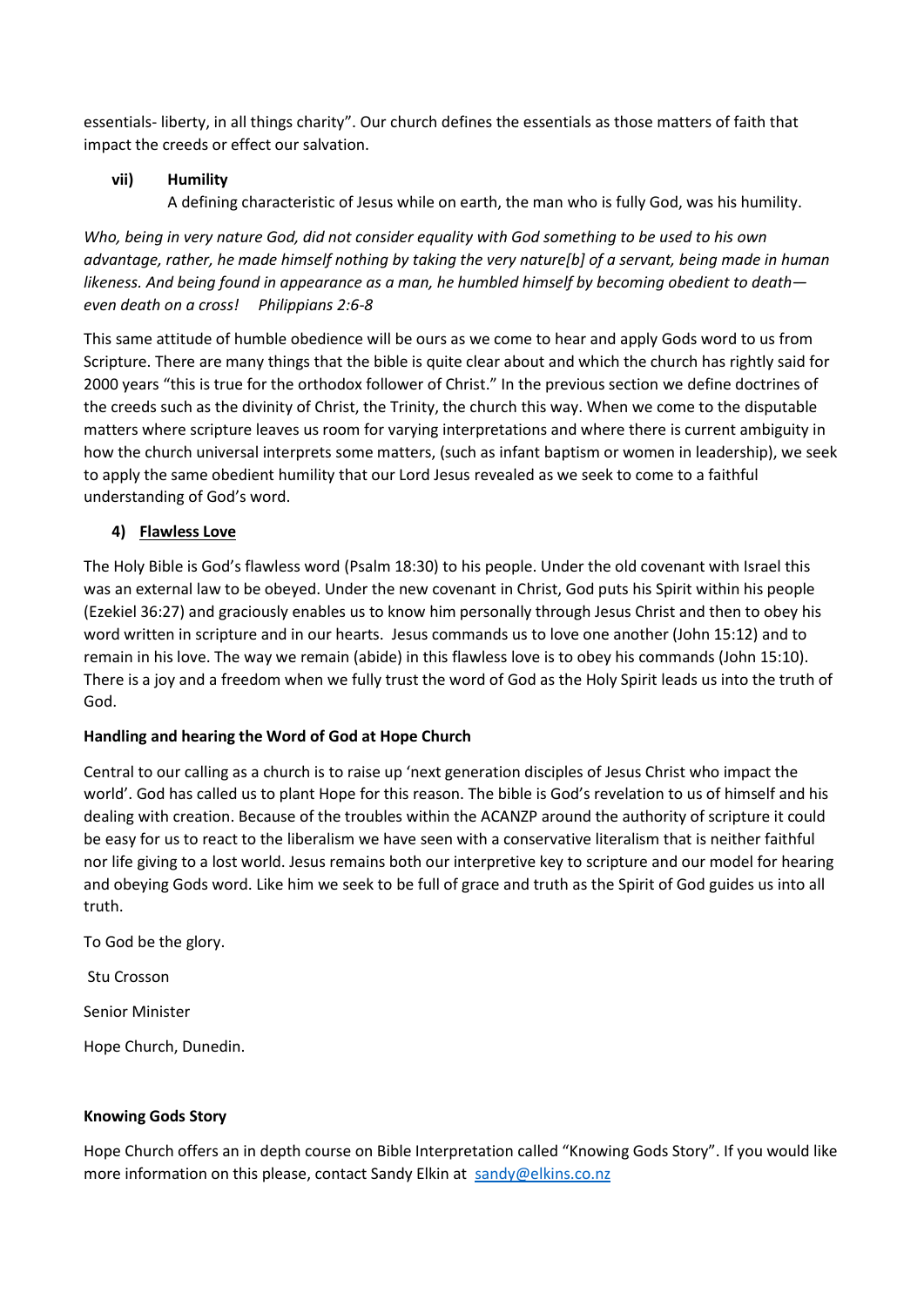essentials- liberty, in all things charity". Our church defines the essentials as those matters of faith that impact the creeds or effect our salvation.

**vii) Humility**

A defining characteristic of Jesus while on earth, the man who is fully God, was his humility.

*Who, being in very nature God, did not consider equality with God something to be used to his own advantage, rather, he made himself nothing by taking the very nature[b] of a servant, being made in human likeness. And being found in appearance as a man, he humbled himself by becoming obedient to death— even death on a cross! Philippians 2:6-8*

This same attitude of humble obedience will be ours as we come to hear and apply Gods word to us from Scripture. There are many things that the bible is quite clear about and which the church has rightly said for 2000 years "this is true for the orthodox follower of Christ." In the previous section we define doctrines of the creeds such as the divinity of Christ, the Trinity, the church this way. When we come to the disputable matters where scripture leaves us room for varying interpretations and where there is current ambiguity in how the church universal interprets some matters, (such as infant baptism or women in leadership), we seek to apply the same obedient humility that our Lord Jesus revealed as we seek to come to a faithful understanding of God's word.

**4) <u>Flawless Love</u>**

The Holy Bible is God's flawless word (Psalm 18:30) to his people. Under the old covenant with Israel this was an external law to be obeyed. Under the new covenant in Christ, God puts his Spirit within his people (Ezekiel 36:27) and graciously enables us to know him personally through Jesus Christ and then to obey his word written in scripture and in our hearts. Jesus commands us to love one another (John 15:12) and to remain in his love. The way we remain (abide) in this flawless love is to obey his commands (John 15:10). There is a joy and a freedom when we fully trust the word of God as the Holy Spirit leads us into the truth of God.

**Handling and hearing the Word of God at Hope Church**

Central to our calling as a church is to raise up 'next generation disciples of Jesus Christ who impact the world'. God has called us to plant Hope for this reason. The bible is God's revelation to us of himself and his dealing with creation. Because of the troubles within the ACANZP around the authority of scripture it could be easy for us to react to the liberalism we have seen with a conservative literalism that is neither faithful nor life giving to a lost world. Jesus remains both our interpretive key to scripture and our model for hearing and obeying Gods word. Like him we seek to be full of grace and truth as the Spirit of God guides us into all truth.

To God be the glory.

Stu Crosson

Senior Minister

Hope Church, Dunedin.

**Knowing Gods Story**

Hope Church offers an in depth course on Bible Interpretation called "Knowing Gods Story". If you would like more information on this please, contact Sandy Elkin at sandy@elkins.co.nz